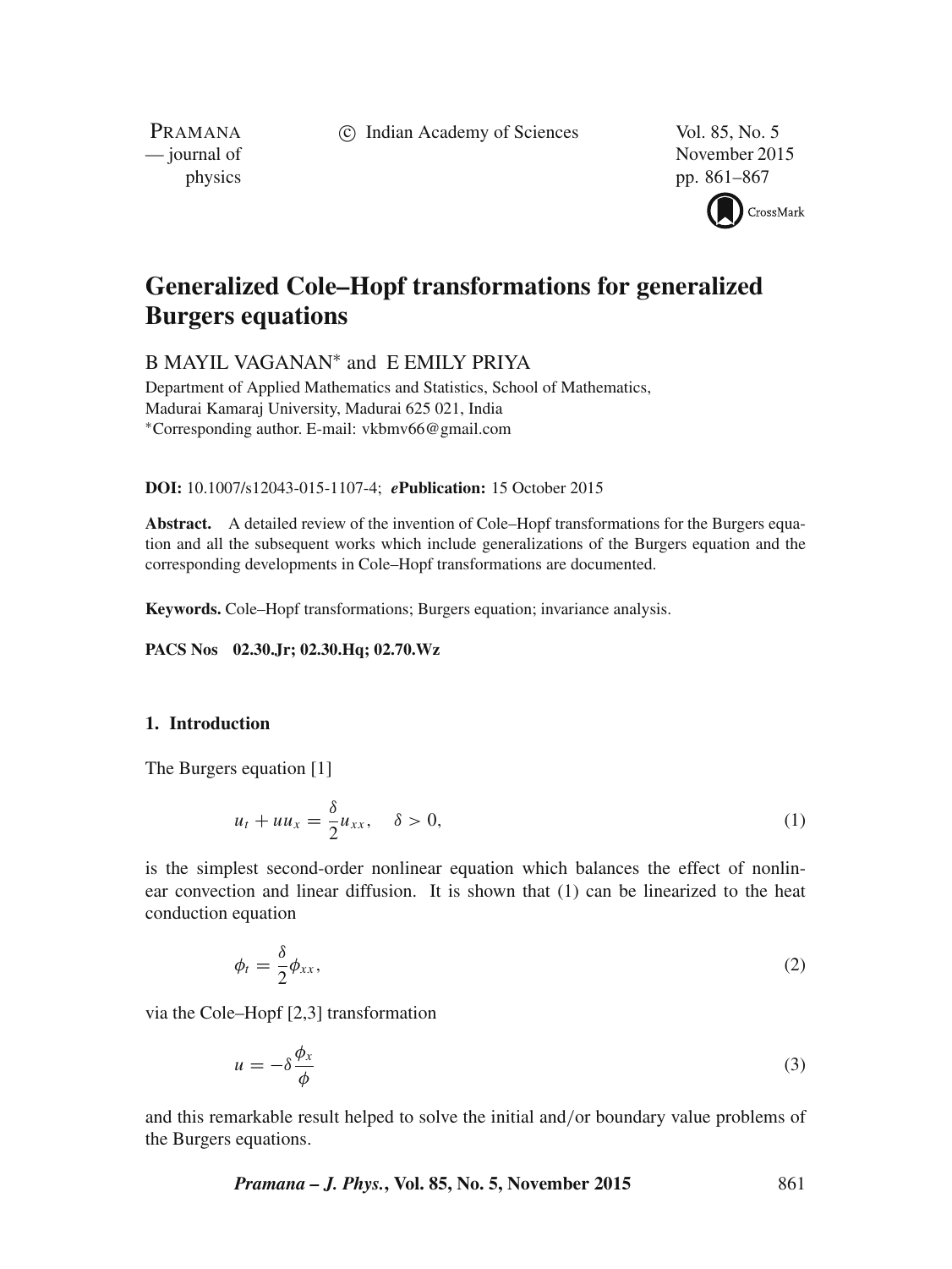# Generalized Cole–Hopf transformations for generalized Burgers equations

B MAYIL VAGANAN* and E EMILY PRIYA

Department of Applied Mathematics and Statistics, School of Mathematics, Madurai Kamaraj University, Madurai 625 021, India
*Corresponding author. E-mail: vkbmv66@gmail.com

**DOI:** 10.1007/s12043-015-1107-4; ***e*Publication:** 15 October 2015

**Abstract.** A detailed review of the invention of Cole–Hopf transformations for the Burgers equation and all the subsequent works which include generalizations of the Burgers equation and the corresponding developments in Cole–Hopf transformations are documented.

**Keywords.** Cole–Hopf transformations; Burgers equation; invariance analysis.

**PACS Nos** **02.30.Jr; 02.30.Hq; 02.70.Wz**

## 1. Introduction

The Burgers equation [1]

$$u_t + uu_x = \frac{\delta}{2}u_{xx}, \quad \delta > 0, \tag{1}$$

is the simplest second-order nonlinear equation which balances the effect of nonlinear convection and linear diffusion. It is shown that (1) can be linearized to the heat conduction equation

$$\phi_t = \frac{\delta}{2}\phi_{xx}, \tag{2}$$

via the Cole–Hopf [2,3] transformation

$$u = -\delta\frac{\phi_x}{\phi} \tag{3}$$

and this remarkable result helped to solve the initial and/or boundary value problems of the Burgers equations.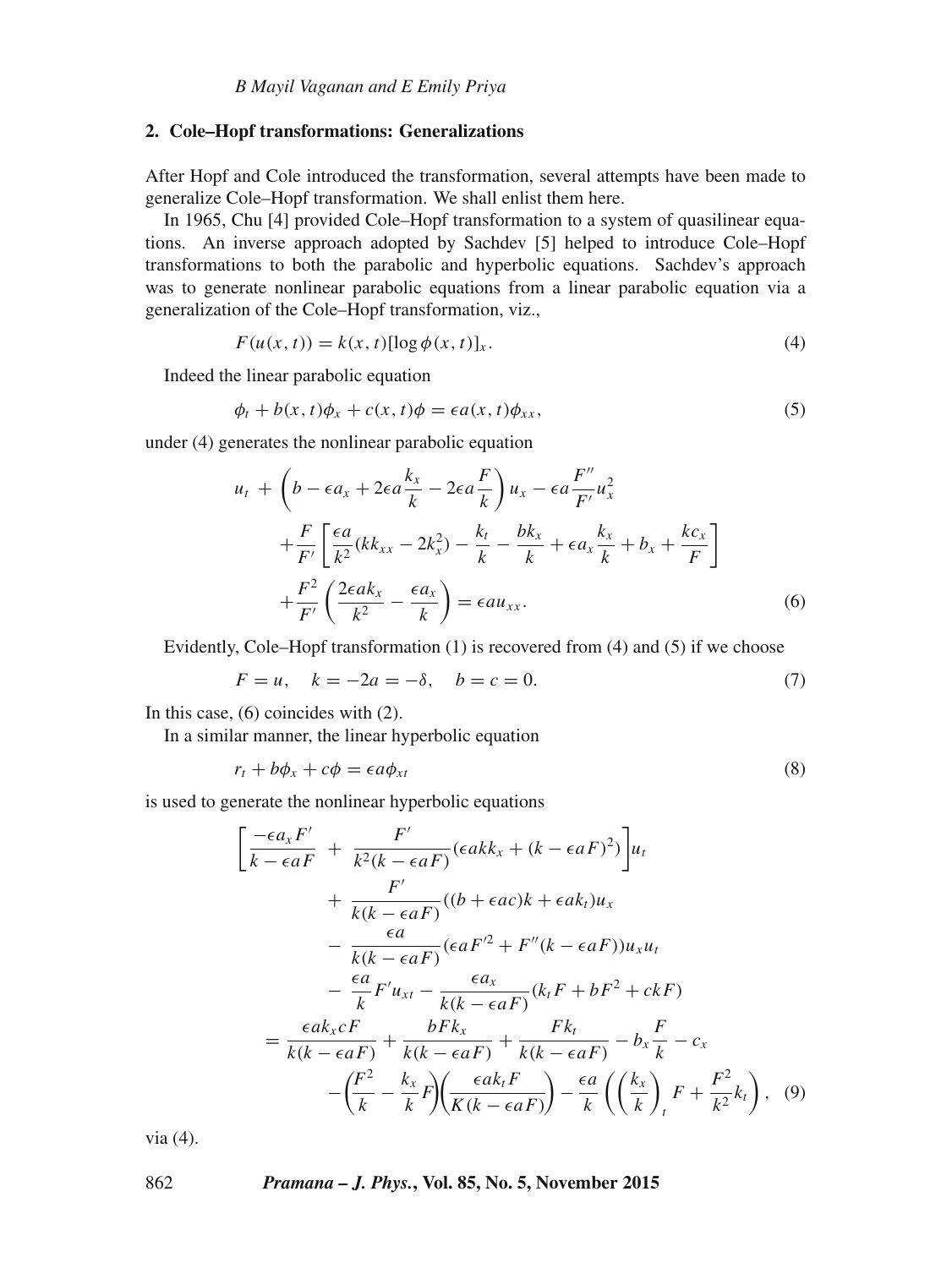## 2. Cole–Hopf transformations: Generalizations

After Hopf and Cole introduced the transformation, several attempts have been made to generalize Cole–Hopf transformation. We shall enlist them here.

In 1965, Chu [4] provided Cole–Hopf transformation to a system of quasilinear equations. An inverse approach adopted by Sachdev [5] helped to introduce Cole–Hopf transformations to both the parabolic and hyperbolic equations. Sachdev's approach was to generate nonlinear parabolic equations from a linear parabolic equation via a generalization of the Cole–Hopf transformation, viz.,

$$F(u(x,t)) = k(x,t)[\log \phi(x,t)]_x. \tag{4}$$

Indeed the linear parabolic equation

$$\phi_t + b(x,t)\phi_x + c(x,t)\phi = \epsilon a(x,t)\phi_{xx}, \tag{5}$$

under (4) generates the nonlinear parabolic equation

$$\begin{aligned} u_t \;+\; &\left(b - \epsilon a_x + 2\epsilon a\frac{k_x}{k} - 2\epsilon a\frac{F}{k}\right)u_x - \epsilon a\frac{F''}{F'}u_x^2 \\ &+ \frac{F}{F'}\left[\frac{\epsilon a}{k^2}(kk_{xx} - 2k_x^2) - \frac{k_t}{k} - \frac{bk_x}{k} + \epsilon a_x\frac{k_x}{k} + b_x + \frac{kc_x}{F}\right] \\ &+ \frac{F^2}{F'}\left(\frac{2\epsilon a k_x}{k^2} - \frac{\epsilon a_x}{k}\right) = \epsilon a u_{xx}. \end{aligned} \tag{6}$$

Evidently, Cole–Hopf transformation (1) is recovered from (4) and (5) if we choose

$$F = u, \quad k = -2a = -\delta, \quad b = c = 0. \tag{7}$$

In this case, (6) coincides with (2).

In a similar manner, the linear hyperbolic equation

$$r_t + b\phi_x + c\phi = \epsilon a\phi_{xt} \tag{8}$$

is used to generate the nonlinear hyperbolic equations

$$\begin{aligned} &\left[\frac{-\epsilon a_x F'}{k - \epsilon a F} \;+\; \frac{F'}{k^2(k - \epsilon a F)}(\epsilon a k k_x + (k - \epsilon a F)^2)\right]u_t \\ &\qquad + \;\frac{F'}{k(k - \epsilon a F)}((b + \epsilon a c)k + \epsilon a k_t)u_x \\ &\qquad - \;\frac{\epsilon a}{k(k - \epsilon a F)}(\epsilon a F'^2 + F''(k - \epsilon a F))u_x u_t \\ &\qquad - \;\frac{\epsilon a}{k}F' u_{xt} - \frac{\epsilon a_x}{k(k - \epsilon a F)}(k_t F + bF^2 + ckF) \\ &= \frac{\epsilon a k_x c F}{k(k - \epsilon a F)} + \frac{bFk_x}{k(k - \epsilon a F)} + \frac{Fk_t}{k(k - \epsilon a F)} - b_x\frac{F}{k} - c_x \\ &\qquad - \left(\frac{F^2}{k} - \frac{k_x}{k}F\right)\left(\frac{\epsilon a k_t F}{K(k - \epsilon a F)}\right) - \frac{\epsilon a}{k}\left(\left(\frac{k_x}{k}\right)_t F + \frac{F^2}{k^2}k_t\right), \end{aligned} \tag{9}$$

via (4).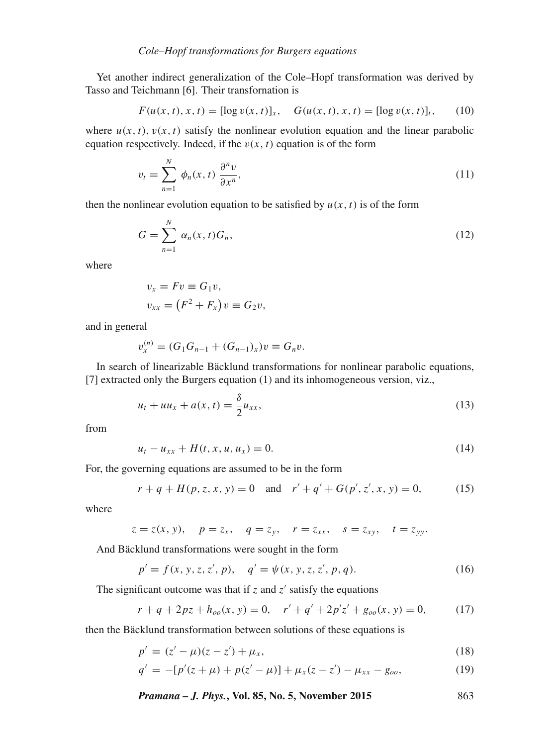Yet another indirect generalization of the Cole–Hopf transformation was derived by Tasso and Teichmann [6]. Their transfornation is

$$F(u(x,t),x,t) = [\log v(x,t)]_x, \quad G(u(x,t),x,t) = [\log v(x,t)]_t, \tag{10}$$

where $u(x,t)$, $v(x,t)$ satisfy the nonlinear evolution equation and the linear parabolic equation respectively. Indeed, if the $v(x,t)$ equation is of the form

$$v_t = \sum_{n=1}^{N} \phi_n(x,t) \frac{\partial^n v}{\partial x^n}, \tag{11}$$

then the nonlinear evolution equation to be satisfied by $u(x,t)$ is of the form

$$G = \sum_{n=1}^{N} \alpha_n(x,t) G_n, \tag{12}$$

where

$$v_x = Fv \equiv G_1 v,$$
$$v_{xx} = \left(F^2 + F_x\right) v \equiv G_2 v,$$

and in general

$$v_x^{(n)} = (G_1 G_{n-1} + (G_{n-1})_x) v \equiv G_n v.$$

In search of linearizable Bäcklund transformations for nonlinear parabolic equations, [7] extracted only the Burgers equation (1) and its inhomogeneous version, viz.,

$$u_t + u u_x + a(x,t) = \frac{\delta}{2} u_{xx}, \tag{13}$$

from

$$u_t - u_{xx} + H(t,x,u,u_x) = 0. \tag{14}$$

For, the governing equations are assumed to be in the form

$$r + q + H(p,z,x,y) = 0 \quad \text{and} \quad r' + q' + G(p',z',x,y) = 0, \tag{15}$$

where

$$z = z(x,y), \quad p = z_x, \quad q = z_y, \quad r = z_{xx}, \quad s = z_{xy}, \quad t = z_{yy}.$$

And Bäcklund transformations were sought in the form

$$p' = f(x,y,z,z',p), \quad q' = \psi(x,y,z,z',p,q). \tag{16}$$

The significant outcome was that if $z$ and $z'$ satisfy the equations

$$r + q + 2pz + h_{oo}(x,y) = 0, \quad r' + q' + 2p'z' + g_{oo}(x,y) = 0, \tag{17}$$

then the Bäcklund transformation between solutions of these equations is

$$p' = (z' - \mu)(z - z') + \mu_x, \tag{18}$$

$$q' = -[p'(z+\mu) + p(z'-\mu)] + \mu_x(z - z') - \mu_{xx} - g_{oo}, \tag{19}$$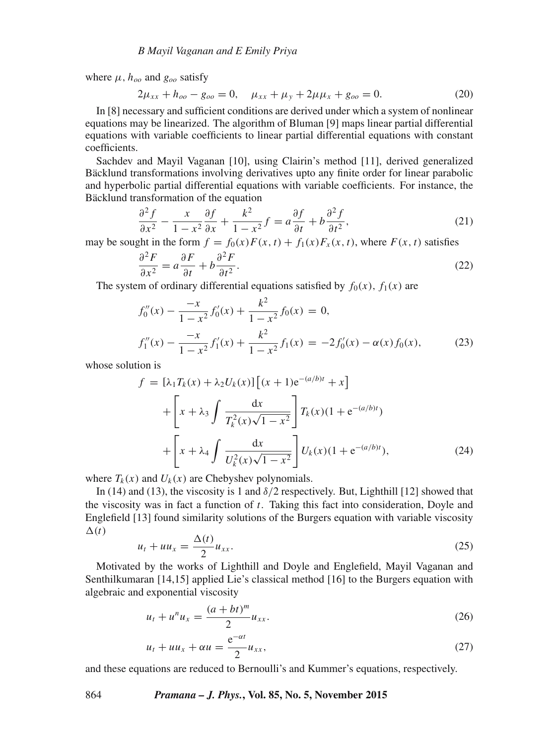where $\mu$, $h_{oo}$ and $g_{oo}$ satisfy

$$2\mu_{xx} + h_{oo} - g_{oo} = 0, \quad \mu_{xx} + \mu_y + 2\mu\mu_x + g_{oo} = 0. \tag{20}$$

In [8] necessary and sufficient conditions are derived under which a system of nonlinear equations may be linearized. The algorithm of Bluman [9] maps linear partial differential equations with variable coefficients to linear partial differential equations with constant coefficients.

Sachdev and Mayil Vaganan [10], using Clairin's method [11], derived generalized Bäcklund transformations involving derivatives upto any finite order for linear parabolic and hyperbolic partial differential equations with variable coefficients. For instance, the Bäcklund transformation of the equation

$$\frac{\partial^2 f}{\partial x^2} - \frac{x}{1-x^2}\frac{\partial f}{\partial x} + \frac{k^2}{1-x^2}f = a\frac{\partial f}{\partial t} + b\frac{\partial^2 f}{\partial t^2}, \tag{21}$$

may be sought in the form $f = f_0(x)F(x,t) + f_1(x)F_x(x,t)$, where $F(x,t)$ satisfies

$$\frac{\partial^2 F}{\partial x^2} = a\frac{\partial F}{\partial t} + b\frac{\partial^2 F}{\partial t^2}. \tag{22}$$

The system of ordinary differential equations satisfied by $f_0(x)$, $f_1(x)$ are

$$\begin{aligned} f_0''(x) - \frac{-x}{1-x^2}f_0'(x) + \frac{k^2}{1-x^2}f_0(x) &= 0, \\ f_1''(x) - \frac{-x}{1-x^2}f_1'(x) + \frac{k^2}{1-x^2}f_1(x) &= -2f_0'(x) - \alpha(x)f_0(x), \end{aligned} \tag{23}$$

whose solution is

$$\begin{aligned} f =\ & [\lambda_1 T_k(x) + \lambda_2 U_k(x)]\left[(x+1)\mathrm{e}^{-(a/b)t} + x\right] \\ & + \left[x + \lambda_3 \int \frac{\mathrm{d}x}{T_k^2(x)\sqrt{1-x^2}}\right] T_k(x)(1 + \mathrm{e}^{-(a/b)t}) \\ & + \left[x + \lambda_4 \int \frac{\mathrm{d}x}{U_k^2(x)\sqrt{1-x^2}}\right] U_k(x)(1 + \mathrm{e}^{-(a/b)t}), \end{aligned} \tag{24}$$

where $T_k(x)$ and $U_k(x)$ are Chebyshev polynomials.

In (14) and (13), the viscosity is 1 and $\delta/2$ respectively. But, Lighthill [12] showed that the viscosity was in fact a function of $t$. Taking this fact into consideration, Doyle and Englefield [13] found similarity solutions of the Burgers equation with variable viscosity $\Delta(t)$

$$u_t + uu_x = \frac{\Delta(t)}{2}u_{xx}. \tag{25}$$

Motivated by the works of Lighthill and Doyle and Englefield, Mayil Vaganan and Senthilkumaran [14,15] applied Lie's classical method [16] to the Burgers equation with algebraic and exponential viscosity

$$u_t + u^n u_x = \frac{(a+bt)^m}{2}u_{xx}. \tag{26}$$

$$u_t + uu_x + \alpha u = \frac{\mathrm{e}^{-\alpha t}}{2}u_{xx}, \tag{27}$$

and these equations are reduced to Bernoulli's and Kummer's equations, respectively.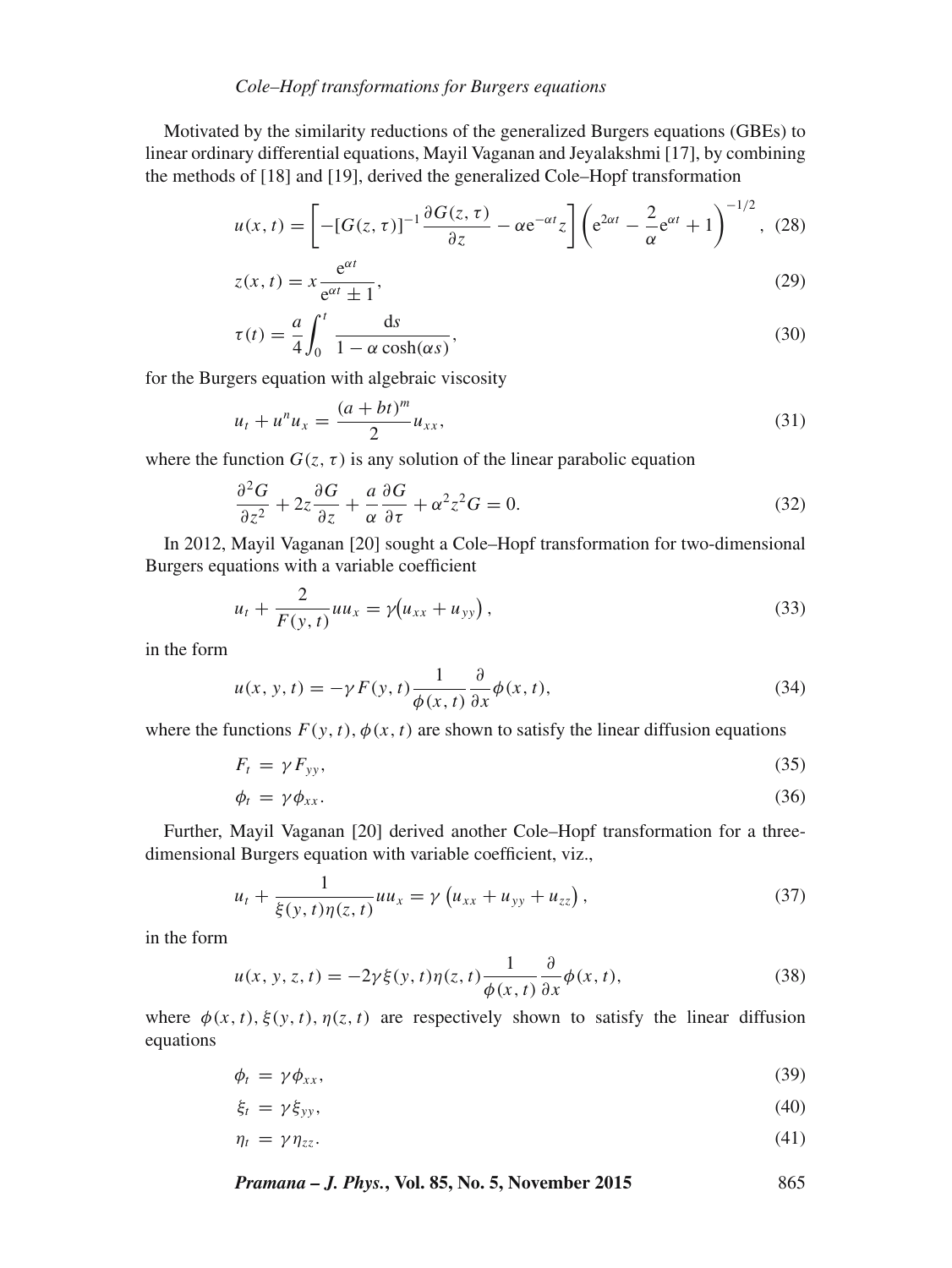Motivated by the similarity reductions of the generalized Burgers equations (GBEs) to linear ordinary differential equations, Mayil Vaganan and Jeyalakshmi [17], by combining the methods of [18] and [19], derived the generalized Cole–Hopf transformation

$$u(x,t) = \left[ -[G(z,\tau)]^{-1} \frac{\partial G(z,\tau)}{\partial z} - \alpha \mathrm{e}^{-\alpha t} z \right] \left( \mathrm{e}^{2\alpha t} - \frac{2}{\alpha} \mathrm{e}^{\alpha t} + 1 \right)^{-1/2}, \quad (28)$$

$$z(x,t) = x \frac{\mathrm{e}^{\alpha t}}{\mathrm{e}^{\alpha t} \pm 1}, \quad (29)$$

$$\tau(t) = \frac{a}{4} \int_0^t \frac{\mathrm{d}s}{1 - \alpha \cosh(\alpha s)}, \quad (30)$$

for the Burgers equation with algebraic viscosity

$$u_t + u^n u_x = \frac{(a+bt)^m}{2} u_{xx}, \quad (31)$$

where the function $G(z,\tau)$ is any solution of the linear parabolic equation

$$\frac{\partial^2 G}{\partial z^2} + 2z \frac{\partial G}{\partial z} + \frac{a}{\alpha} \frac{\partial G}{\partial \tau} + \alpha^2 z^2 G = 0. \quad (32)$$

In 2012, Mayil Vaganan [20] sought a Cole–Hopf transformation for two-dimensional Burgers equations with a variable coefficient

$$u_t + \frac{2}{F(y,t)} u u_x = \gamma \big( u_{xx} + u_{yy} \big), \quad (33)$$

in the form

$$u(x,y,t) = -\gamma F(y,t) \frac{1}{\phi(x,t)} \frac{\partial}{\partial x} \phi(x,t), \quad (34)$$

where the functions $F(y,t), \phi(x,t)$ are shown to satisfy the linear diffusion equations

$$F_t = \gamma F_{yy}, \quad (35)$$

$$\phi_t = \gamma \phi_{xx}. \quad (36)$$

Further, Mayil Vaganan [20] derived another Cole–Hopf transformation for a three-dimensional Burgers equation with variable coefficient, viz.,

$$u_t + \frac{1}{\xi(y,t)\eta(z,t)} u u_x = \gamma \left( u_{xx} + u_{yy} + u_{zz} \right), \quad (37)$$

in the form

$$u(x,y,z,t) = -2\gamma \xi(y,t)\eta(z,t) \frac{1}{\phi(x,t)} \frac{\partial}{\partial x} \phi(x,t), \quad (38)$$

where $\phi(x,t), \xi(y,t), \eta(z,t)$ are respectively shown to satisfy the linear diffusion equations

$$\phi_t = \gamma \phi_{xx}, \quad (39)$$

$$\xi_t = \gamma \xi_{yy}, \quad (40)$$

$$\eta_t = \gamma \eta_{zz}. \quad (41)$$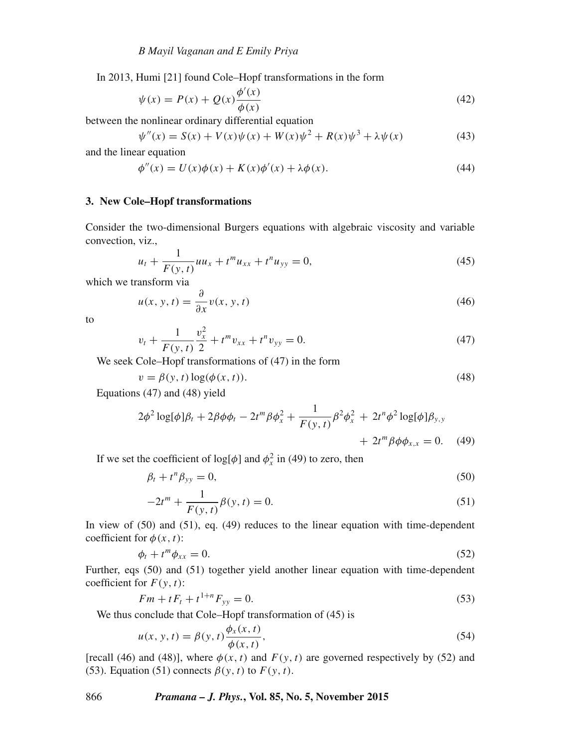In 2013, Humi [21] found Cole–Hopf transformations in the form

$$\psi(x) = P(x) + Q(x)\frac{\phi'(x)}{\phi(x)} \tag{42}$$

between the nonlinear ordinary differential equation

$$\psi''(x) = S(x) + V(x)\psi(x) + W(x)\psi^2 + R(x)\psi^3 + \lambda\psi(x) \tag{43}$$

and the linear equation

$$\phi''(x) = U(x)\phi(x) + K(x)\phi'(x) + \lambda\phi(x). \tag{44}$$

## 3. New Cole–Hopf transformations

Consider the two-dimensional Burgers equations with algebraic viscosity and variable convection, viz.,

$$u_t + \frac{1}{F(y,t)}uu_x + t^m u_{xx} + t^n u_{yy} = 0, \tag{45}$$

which we transform via

$$u(x, y, t) = \frac{\partial}{\partial x}v(x, y, t) \tag{46}$$

to

$$v_t + \frac{1}{F(y,t)}\frac{v_x^2}{2} + t^m v_{xx} + t^n v_{yy} = 0. \tag{47}$$

We seek Cole–Hopf transformations of (47) in the form

$$v = \beta(y, t)\log(\phi(x, t)). \tag{48}$$

Equations (47) and (48) yield

$$2\phi^2\log[\phi]\beta_t + 2\beta\phi\phi_t - 2t^m\beta\phi_x^2 + \frac{1}{F(y,t)}\beta^2\phi_x^2 + 2t^n\phi^2\log[\phi]\beta_{y,y} + 2t^m\beta\phi\phi_{x,x} = 0. \tag{49}$$

If we set the coefficient of $\log[\phi]$ and $\phi_x^2$ in (49) to zero, then

$$\beta_t + t^n\beta_{yy} = 0, \tag{50}$$

$$-2t^m + \frac{1}{F(y,t)}\beta(y,t) = 0. \tag{51}$$

In view of (50) and (51), eq. (49) reduces to the linear equation with time-dependent coefficient for $\phi(x, t)$:

$$\phi_t + t^m\phi_{xx} = 0. \tag{52}$$

Further, eqs (50) and (51) together yield another linear equation with time-dependent coefficient for $F(y, t)$:

$$Fm + tF_t + t^{1+n}F_{yy} = 0. \tag{53}$$

We thus conclude that Cole–Hopf transformation of (45) is

$$u(x, y, t) = \beta(y, t)\frac{\phi_x(x, t)}{\phi(x, t)}, \tag{54}$$

[recall (46) and (48)], where $\phi(x, t)$ and $F(y, t)$ are governed respectively by (52) and (53). Equation (51) connects $\beta(y, t)$ to $F(y, t)$.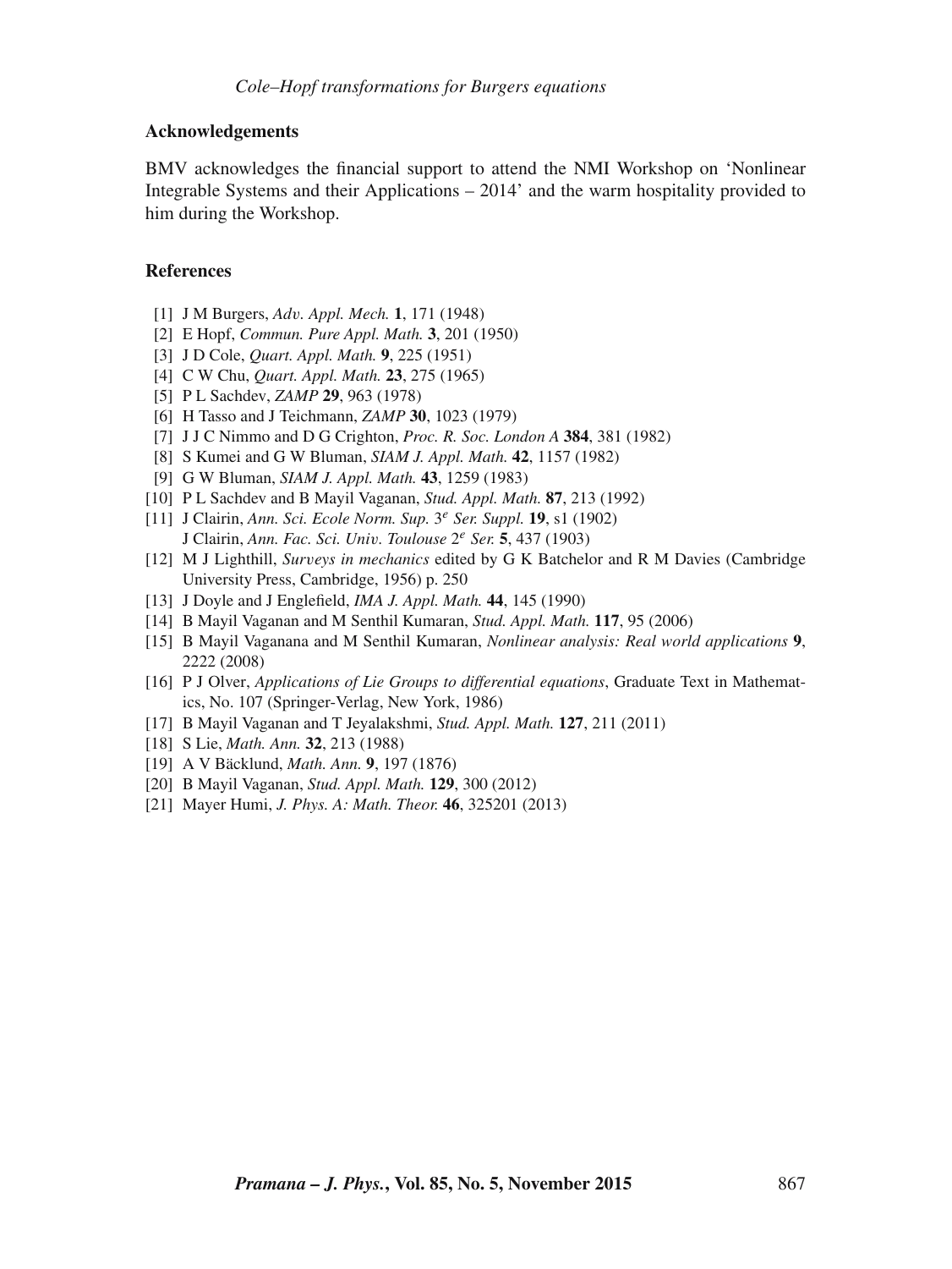## Acknowledgements

BMV acknowledges the financial support to attend the NMI Workshop on 'Nonlinear Integrable Systems and their Applications – 2014' and the warm hospitality provided to him during the Workshop.

## References

[1] J M Burgers, *Adv. Appl. Mech.* **1**, 171 (1948)

[2] E Hopf, *Commun. Pure Appl. Math.* **3**, 201 (1950)

[3] J D Cole, *Quart. Appl. Math.* **9**, 225 (1951)

[4] C W Chu, *Quart. Appl. Math.* **23**, 275 (1965)

[5] P L Sachdev, *ZAMP* **29**, 963 (1978)

[6] H Tasso and J Teichmann, *ZAMP* **30**, 1023 (1979)

[7] J J C Nimmo and D G Crighton, *Proc. R. Soc. London A* **384**, 381 (1982)

[8] S Kumei and G W Bluman, *SIAM J. Appl. Math.* **42**, 1157 (1982)

[9] G W Bluman, *SIAM J. Appl. Math.* **43**, 1259 (1983)

[10] P L Sachdev and B Mayil Vaganan, *Stud. Appl. Math.* **87**, 213 (1992)

[11] J Clairin, *Ann. Sci. Ecole Norm. Sup.* $3^e$ *Ser. Suppl.* **19**, s1 (1902)
J Clairin, *Ann. Fac. Sci. Univ. Toulouse* $2^e$ *Ser.* **5**, 437 (1903)

[12] M J Lighthill, *Surveys in mechanics* edited by G K Batchelor and R M Davies (Cambridge University Press, Cambridge, 1956) p. 250

[13] J Doyle and J Englefield, *IMA J. Appl. Math.* **44**, 145 (1990)

[14] B Mayil Vaganan and M Senthil Kumaran, *Stud. Appl. Math.* **117**, 95 (2006)

[15] B Mayil Vaganana and M Senthil Kumaran, *Nonlinear analysis: Real world applications* **9**, 2222 (2008)

[16] P J Olver, *Applications of Lie Groups to differential equations*, Graduate Text in Mathematics, No. 107 (Springer-Verlag, New York, 1986)

[17] B Mayil Vaganan and T Jeyalakshmi, *Stud. Appl. Math.* **127**, 211 (2011)

[18] S Lie, *Math. Ann.* **32**, 213 (1988)

[19] A V Bäcklund, *Math. Ann.* **9**, 197 (1876)

[20] B Mayil Vaganan, *Stud. Appl. Math.* **129**, 300 (2012)

[21] Mayer Humi, *J. Phys. A: Math. Theor.* **46**, 325201 (2013)